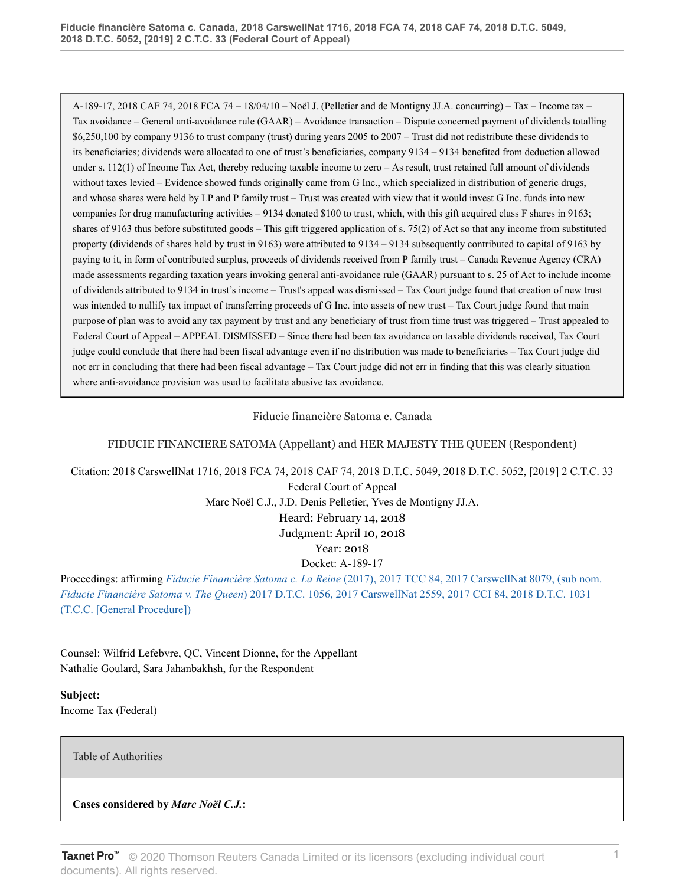A-189-17, 2018 CAF 74, 2018 FCA 74 – 18/04/10 – Noël J. (Pelletier and de Montigny JJ.A. concurring) – Tax – Income tax – Tax avoidance – General anti-avoidance rule (GAAR) – Avoidance transaction – Dispute concerned payment of dividends totalling $6,250,100 by company 9136 to trust company (trust) during years 2005 to 2007 – Trust did not redistribute these dividends to its beneficiaries; dividends were allocated to one of trust's beneficiaries, company 9134 – 9134 benefited from deduction allowed under s. 112(1) of Income Tax Act, thereby reducing taxable income to zero – As result, trust retained full amount of dividends without taxes levied – Evidence showed funds originally came from G Inc., which specialized in distribution of generic drugs, and whose shares were held by LP and P family trust – Trust was created with view that it would invest G Inc. funds into new companies for drug manufacturing activities – 9134 donated $100 to trust, which, with this gift acquired class F shares in 9163; shares of 9163 thus before substituted goods – This gift triggered application of s. 75(2) of Act so that any income from substituted property (dividends of shares held by trust in 9163) were attributed to 9134 – 9134 subsequently contributed to capital of 9163 by paying to it, in form of contributed surplus, proceeds of dividends received from P family trust – Canada Revenue Agency (CRA) made assessments regarding taxation years invoking general anti-avoidance rule (GAAR) pursuant to s. 25 of Act to include income of dividends attributed to 9134 in trust's income – Trust's appeal was dismissed – Tax Court judge found that creation of new trust was intended to nullify tax impact of transferring proceeds of G Inc. into assets of new trust – Tax Court judge found that main purpose of plan was to avoid any tax payment by trust and any beneficiary of trust from time trust was triggered – Trust appealed to Federal Court of Appeal – APPEAL DISMISSED – Since there had been tax avoidance on taxable dividends received, Tax Court judge could conclude that there had been fiscal advantage even if no distribution was made to beneficiaries – Tax Court judge did not err in concluding that there had been fiscal advantage – Tax Court judge did not err in finding that this was clearly situation where anti-avoidance provision was used to facilitate abusive tax avoidance.

Fiducie financière Satoma c. Canada

FIDUCIE FINANCIERE SATOMA (Appellant) and HER MAJESTY THE QUEEN (Respondent)

Citation: 2018 CarswellNat 1716, 2018 FCA 74, 2018 CAF 74, 2018 D.T.C. 5049, 2018 D.T.C. 5052, [2019] 2 C.T.C. 33
Federal Court of Appeal
Marc Noël C.J., J.D. Denis Pelletier, Yves de Montigny JJ.A.
Heard: February 14, 2018
Judgment: April 10, 2018
Year: 2018
Docket: A-189-17

Proceedings: affirming *Fiducie Financière Satoma c. La Reine* (2017), 2017 TCC 84, 2017 CarswellNat 8079, (sub nom. *Fiducie Financière Satoma v. The Queen*) 2017 D.T.C. 1056, 2017 CarswellNat 2559, 2017 CCI 84, 2018 D.T.C. 1031 (T.C.C. [General Procedure])

Counsel: Wilfrid Lefebvre, QC, Vincent Dionne, for the Appellant
Nathalie Goulard, Sara Jahanbakhsh, for the Respondent

**Subject:**
Income Tax (Federal)

Table of Authorities

**Cases considered by *Marc Noël C.J.*:**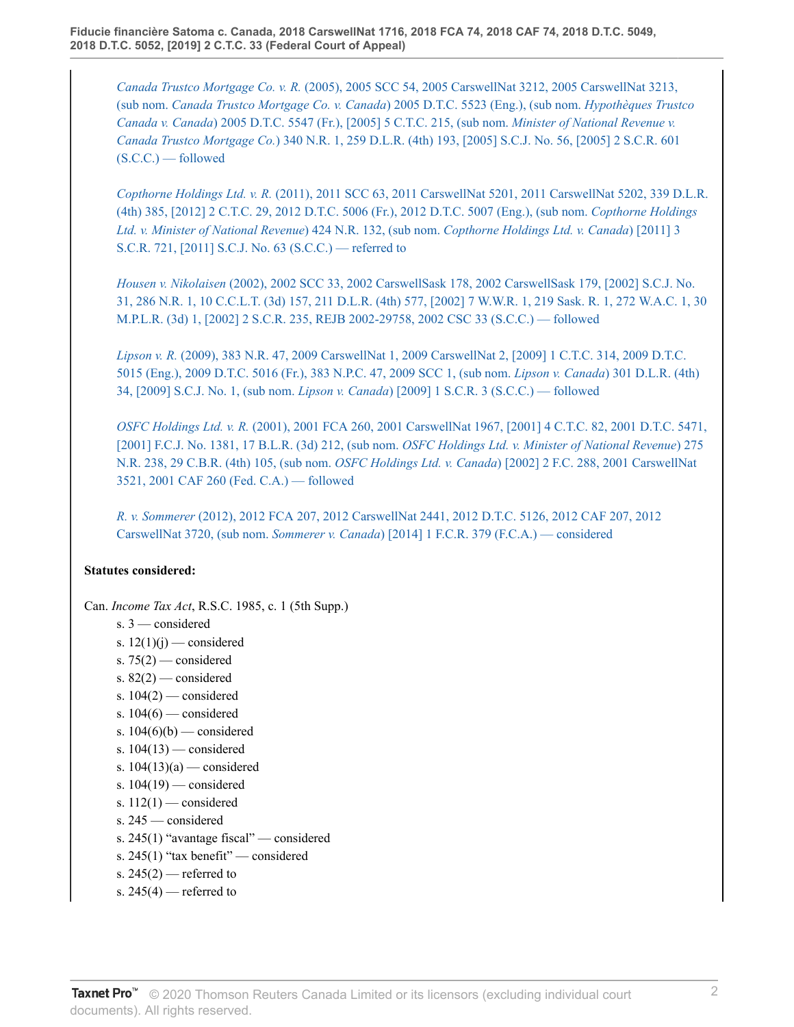*Canada Trustco Mortgage Co. v. R.* (2005), 2005 SCC 54, 2005 CarswellNat 3212, 2005 CarswellNat 3213, (sub nom. *Canada Trustco Mortgage Co. v. Canada*) 2005 D.T.C. 5523 (Eng.), (sub nom. *Hypothèques Trustco Canada v. Canada*) 2005 D.T.C. 5547 (Fr.), [2005] 5 C.T.C. 215, (sub nom. *Minister of National Revenue v. Canada Trustco Mortgage Co.*) 340 N.R. 1, 259 D.L.R. (4th) 193, [2005] S.C.J. No. 56, [2005] 2 S.C.R. 601 (S.C.C.) — followed

*Copthorne Holdings Ltd. v. R.* (2011), 2011 SCC 63, 2011 CarswellNat 5201, 2011 CarswellNat 5202, 339 D.L.R. (4th) 385, [2012] 2 C.T.C. 29, 2012 D.T.C. 5006 (Fr.), 2012 D.T.C. 5007 (Eng.), (sub nom. *Copthorne Holdings Ltd. v. Minister of National Revenue*) 424 N.R. 132, (sub nom. *Copthorne Holdings Ltd. v. Canada*) [2011] 3 S.C.R. 721, [2011] S.C.J. No. 63 (S.C.C.) — referred to

*Housen v. Nikolaisen* (2002), 2002 SCC 33, 2002 CarswellSask 178, 2002 CarswellSask 179, [2002] S.C.J. No. 31, 286 N.R. 1, 10 C.C.L.T. (3d) 157, 211 D.L.R. (4th) 577, [2002] 7 W.W.R. 1, 219 Sask. R. 1, 272 W.A.C. 1, 30 M.P.L.R. (3d) 1, [2002] 2 S.C.R. 235, REJB 2002-29758, 2002 CSC 33 (S.C.C.) — followed

*Lipson v. R.* (2009), 383 N.R. 47, 2009 CarswellNat 1, 2009 CarswellNat 2, [2009] 1 C.T.C. 314, 2009 D.T.C. 5015 (Eng.), 2009 D.T.C. 5016 (Fr.), 383 N.P.C. 47, 2009 SCC 1, (sub nom. *Lipson v. Canada*) 301 D.L.R. (4th) 34, [2009] S.C.J. No. 1, (sub nom. *Lipson v. Canada*) [2009] 1 S.C.R. 3 (S.C.C.) — followed

*OSFC Holdings Ltd. v. R.* (2001), 2001 FCA 260, 2001 CarswellNat 1967, [2001] 4 C.T.C. 82, 2001 D.T.C. 5471, [2001] F.C.J. No. 1381, 17 B.L.R. (3d) 212, (sub nom. *OSFC Holdings Ltd. v. Minister of National Revenue*) 275 N.R. 238, 29 C.B.R. (4th) 105, (sub nom. *OSFC Holdings Ltd. v. Canada*) [2002] 2 F.C. 288, 2001 CarswellNat 3521, 2001 CAF 260 (Fed. C.A.) — followed

*R. v. Sommerer* (2012), 2012 FCA 207, 2012 CarswellNat 2441, 2012 D.T.C. 5126, 2012 CAF 207, 2012 CarswellNat 3720, (sub nom. *Sommerer v. Canada*) [2014] 1 F.C.R. 379 (F.C.A.) — considered

**Statutes considered:**

Can. *Income Tax Act*, R.S.C. 1985, c. 1 (5th Supp.)

- s. 3 — considered
- s. 12(1)(j) — considered
- s. 75(2) — considered
- s. 82(2) — considered
- s. 104(2) — considered
- s. 104(6) — considered
- s. 104(6)(b) — considered
- s. 104(13) — considered
- s. 104(13)(a) — considered
- s. 104(19) — considered
- s. 112(1) — considered
- s. 245 — considered
- s. 245(1) "avantage fiscal" — considered
- s. 245(1) "tax benefit" — considered
- s. 245(2) — referred to
- s. 245(4) — referred to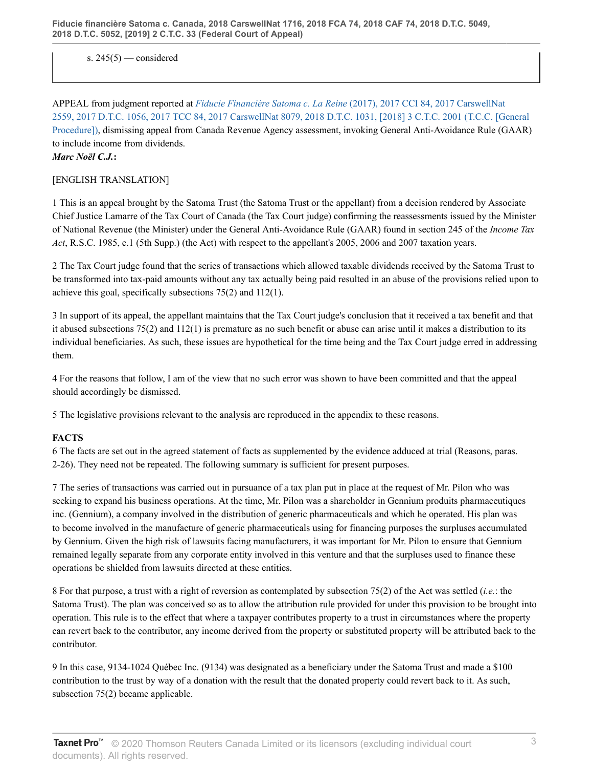s. 245(5) — considered

APPEAL from judgment reported at *Fiducie Financière Satoma c. La Reine* (2017), 2017 CCI 84, 2017 CarswellNat 2559, 2017 D.T.C. 1056, 2017 TCC 84, 2017 CarswellNat 8079, 2018 D.T.C. 1031, [2018] 3 C.T.C. 2001 (T.C.C. [General Procedure]), dismissing appeal from Canada Revenue Agency assessment, invoking General Anti-Avoidance Rule (GAAR) to include income from dividends.

***Marc Noël C.J.*:**

[ENGLISH TRANSLATION]

1 This is an appeal brought by the Satoma Trust (the Satoma Trust or the appellant) from a decision rendered by Associate Chief Justice Lamarre of the Tax Court of Canada (the Tax Court judge) confirming the reassessments issued by the Minister of National Revenue (the Minister) under the General Anti-Avoidance Rule (GAAR) found in section 245 of the *Income Tax Act*, R.S.C. 1985, c.1 (5th Supp.) (the Act) with respect to the appellant's 2005, 2006 and 2007 taxation years.

2 The Tax Court judge found that the series of transactions which allowed taxable dividends received by the Satoma Trust to be transformed into tax-paid amounts without any tax actually being paid resulted in an abuse of the provisions relied upon to achieve this goal, specifically subsections 75(2) and 112(1).

3 In support of its appeal, the appellant maintains that the Tax Court judge's conclusion that it received a tax benefit and that it abused subsections 75(2) and 112(1) is premature as no such benefit or abuse can arise until it makes a distribution to its individual beneficiaries. As such, these issues are hypothetical for the time being and the Tax Court judge erred in addressing them.

4 For the reasons that follow, I am of the view that no such error was shown to have been committed and that the appeal should accordingly be dismissed.

5 The legislative provisions relevant to the analysis are reproduced in the appendix to these reasons.

**FACTS**

6 The facts are set out in the agreed statement of facts as supplemented by the evidence adduced at trial (Reasons, paras. 2-26). They need not be repeated. The following summary is sufficient for present purposes.

7 The series of transactions was carried out in pursuance of a tax plan put in place at the request of Mr. Pilon who was seeking to expand his business operations. At the time, Mr. Pilon was a shareholder in Gennium produits pharmaceutiques inc. (Gennium), a company involved in the distribution of generic pharmaceuticals and which he operated. His plan was to become involved in the manufacture of generic pharmaceuticals using for financing purposes the surpluses accumulated by Gennium. Given the high risk of lawsuits facing manufacturers, it was important for Mr. Pilon to ensure that Gennium remained legally separate from any corporate entity involved in this venture and that the surpluses used to finance these operations be shielded from lawsuits directed at these entities.

8 For that purpose, a trust with a right of reversion as contemplated by subsection 75(2) of the Act was settled (*i.e.*: the Satoma Trust). The plan was conceived so as to allow the attribution rule provided for under this provision to be brought into operation. This rule is to the effect that where a taxpayer contributes property to a trust in circumstances where the property can revert back to the contributor, any income derived from the property or substituted property will be attributed back to the contributor.

9 In this case, 9134-1024 Québec Inc. (9134) was designated as a beneficiary under the Satoma Trust and made a $100 contribution to the trust by way of a donation with the result that the donated property could revert back to it. As such, subsection 75(2) became applicable.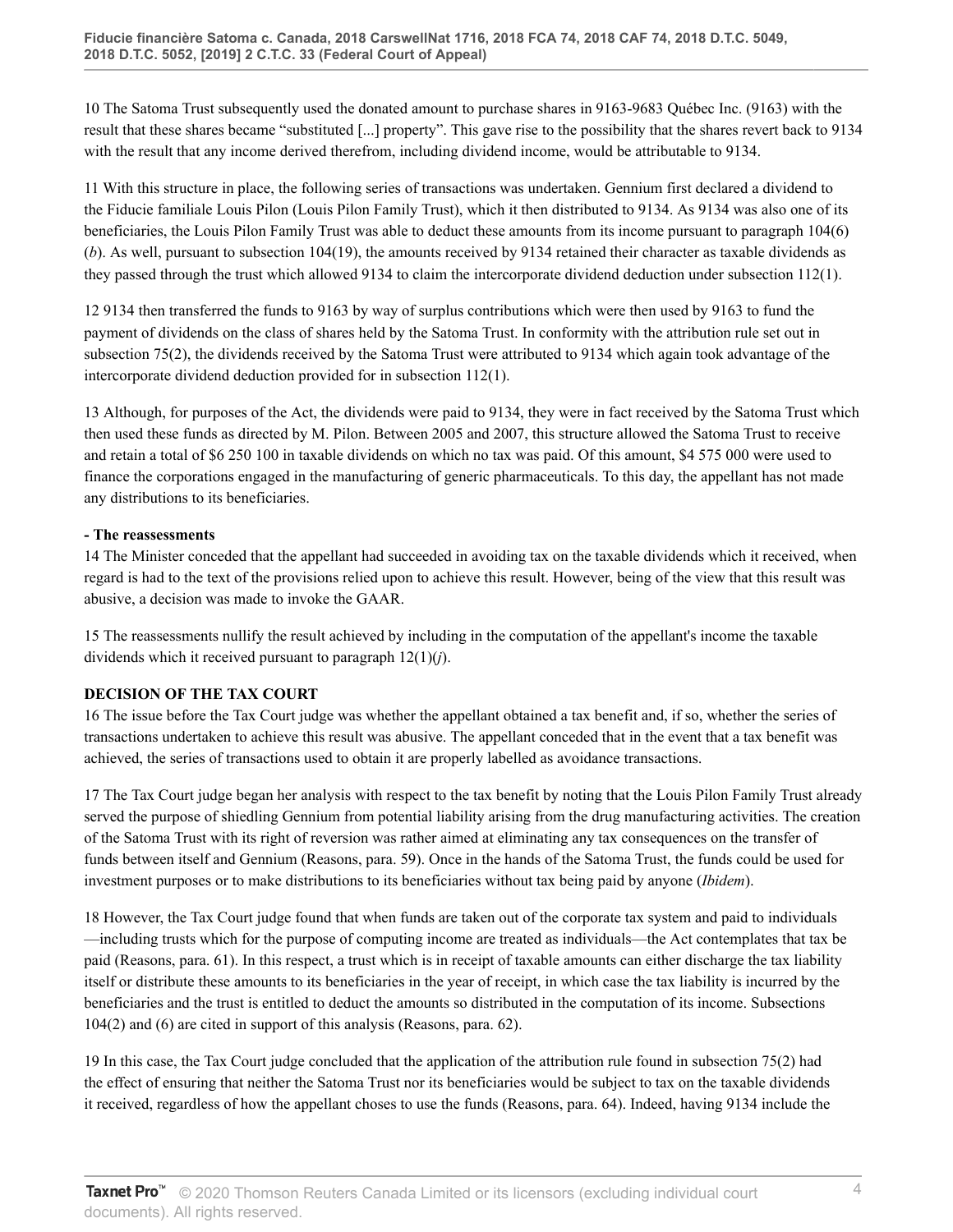10 The Satoma Trust subsequently used the donated amount to purchase shares in 9163-9683 Québec Inc. (9163) with the result that these shares became "substituted [...] property". This gave rise to the possibility that the shares revert back to 9134 with the result that any income derived therefrom, including dividend income, would be attributable to 9134.

11 With this structure in place, the following series of transactions was undertaken. Gennium first declared a dividend to the Fiducie familiale Louis Pilon (Louis Pilon Family Trust), which it then distributed to 9134. As 9134 was also one of its beneficiaries, the Louis Pilon Family Trust was able to deduct these amounts from its income pursuant to paragraph 104(6)(*b*). As well, pursuant to subsection 104(19), the amounts received by 9134 retained their character as taxable dividends as they passed through the trust which allowed 9134 to claim the intercorporate dividend deduction under subsection 112(1).

12 9134 then transferred the funds to 9163 by way of surplus contributions which were then used by 9163 to fund the payment of dividends on the class of shares held by the Satoma Trust. In conformity with the attribution rule set out in subsection 75(2), the dividends received by the Satoma Trust were attributed to 9134 which again took advantage of the intercorporate dividend deduction provided for in subsection 112(1).

13 Although, for purposes of the Act, the dividends were paid to 9134, they were in fact received by the Satoma Trust which then used these funds as directed by M. Pilon. Between 2005 and 2007, this structure allowed the Satoma Trust to receive and retain a total of $6 250 100 in taxable dividends on which no tax was paid. Of this amount, $4 575 000 were used to finance the corporations engaged in the manufacturing of generic pharmaceuticals. To this day, the appellant has not made any distributions to its beneficiaries.

**- The reassessments**

14 The Minister conceded that the appellant had succeeded in avoiding tax on the taxable dividends which it received, when regard is had to the text of the provisions relied upon to achieve this result. However, being of the view that this result was abusive, a decision was made to invoke the GAAR.

15 The reassessments nullify the result achieved by including in the computation of the appellant's income the taxable dividends which it received pursuant to paragraph 12(1)(*j*).

## DECISION OF THE TAX COURT

16 The issue before the Tax Court judge was whether the appellant obtained a tax benefit and, if so, whether the series of transactions undertaken to achieve this result was abusive. The appellant conceded that in the event that a tax benefit was achieved, the series of transactions used to obtain it are properly labelled as avoidance transactions.

17 The Tax Court judge began her analysis with respect to the tax benefit by noting that the Louis Pilon Family Trust already served the purpose of shielding Gennium from potential liability arising from the drug manufacturing activities. The creation of the Satoma Trust with its right of reversion was rather aimed at eliminating any tax consequences on the transfer of funds between itself and Gennium (Reasons, para. 59). Once in the hands of the Satoma Trust, the funds could be used for investment purposes or to make distributions to its beneficiaries without tax being paid by anyone (*Ibidem*).

18 However, the Tax Court judge found that when funds are taken out of the corporate tax system and paid to individuals—including trusts which for the purpose of computing income are treated as individuals—the Act contemplates that tax be paid (Reasons, para. 61). In this respect, a trust which is in receipt of taxable amounts can either discharge the tax liability itself or distribute these amounts to its beneficiaries in the year of receipt, in which case the tax liability is incurred by the beneficiaries and the trust is entitled to deduct the amounts so distributed in the computation of its income. Subsections 104(2) and (6) are cited in support of this analysis (Reasons, para. 62).

19 In this case, the Tax Court judge concluded that the application of the attribution rule found in subsection 75(2) had the effect of ensuring that neither the Satoma Trust nor its beneficiaries would be subject to tax on the taxable dividends it received, regardless of how the appellant choses to use the funds (Reasons, para. 64). Indeed, having 9134 include the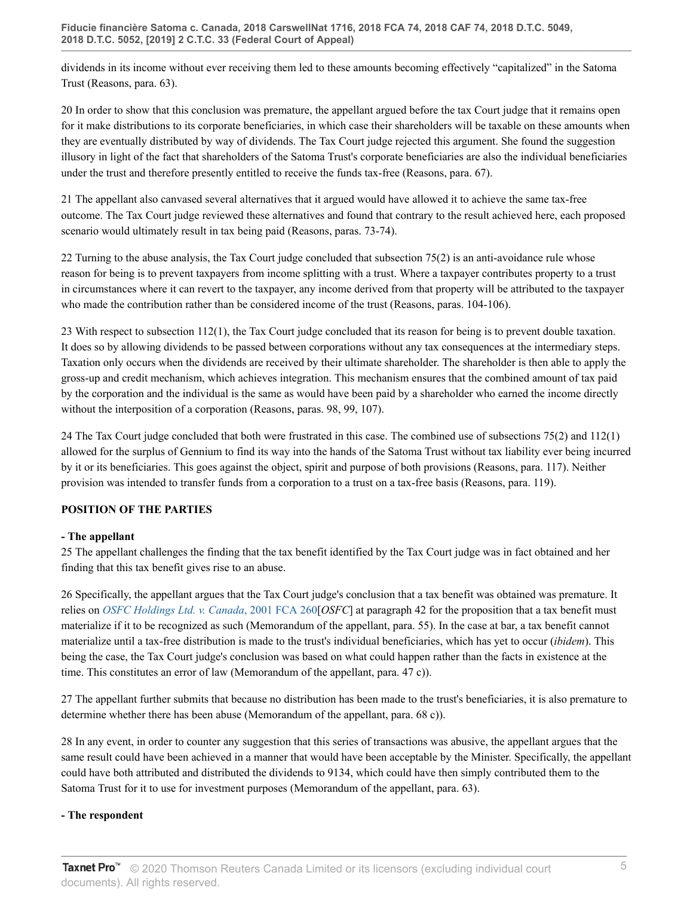dividends in its income without ever receiving them led to these amounts becoming effectively "capitalized" in the Satoma Trust (Reasons, para. 63).

20 In order to show that this conclusion was premature, the appellant argued before the tax Court judge that it remains open for it make distributions to its corporate beneficiaries, in which case their shareholders will be taxable on these amounts when they are eventually distributed by way of dividends. The Tax Court judge rejected this argument. She found the suggestion illusory in light of the fact that shareholders of the Satoma Trust's corporate beneficiaries are also the individual beneficiaries under the trust and therefore presently entitled to receive the funds tax-free (Reasons, para. 67).

21 The appellant also canvased several alternatives that it argued would have allowed it to achieve the same tax-free outcome. The Tax Court judge reviewed these alternatives and found that contrary to the result achieved here, each proposed scenario would ultimately result in tax being paid (Reasons, paras. 73-74).

22 Turning to the abuse analysis, the Tax Court judge concluded that subsection 75(2) is an anti-avoidance rule whose reason for being is to prevent taxpayers from income splitting with a trust. Where a taxpayer contributes property to a trust in circumstances where it can revert to the taxpayer, any income derived from that property will be attributed to the taxpayer who made the contribution rather than be considered income of the trust (Reasons, paras. 104-106).

23 With respect to subsection 112(1), the Tax Court judge concluded that its reason for being is to prevent double taxation. It does so by allowing dividends to be passed between corporations without any tax consequences at the intermediary steps. Taxation only occurs when the dividends are received by their ultimate shareholder. The shareholder is then able to apply the gross-up and credit mechanism, which achieves integration. This mechanism ensures that the combined amount of tax paid by the corporation and the individual is the same as would have been paid by a shareholder who earned the income directly without the interposition of a corporation (Reasons, paras. 98, 99, 107).

24 The Tax Court judge concluded that both were frustrated in this case. The combined use of subsections 75(2) and 112(1) allowed for the surplus of Gennium to find its way into the hands of the Satoma Trust without tax liability ever being incurred by it or its beneficiaries. This goes against the object, spirit and purpose of both provisions (Reasons, para. 117). Neither provision was intended to transfer funds from a corporation to a trust on a tax-free basis (Reasons, para. 119).

**POSITION OF THE PARTIES**

**- The appellant**

25 The appellant challenges the finding that the tax benefit identified by the Tax Court judge was in fact obtained and her finding that this tax benefit gives rise to an abuse.

26 Specifically, the appellant argues that the Tax Court judge's conclusion that a tax benefit was obtained was premature. It relies on *OSFC Holdings Ltd. v. Canada*, 2001 FCA 260[*OSFC*] at paragraph 42 for the proposition that a tax benefit must materialize if it to be recognized as such (Memorandum of the appellant, para. 55). In the case at bar, a tax benefit cannot materialize until a tax-free distribution is made to the trust's individual beneficiaries, which has yet to occur (*ibidem*). This being the case, the Tax Court judge's conclusion was based on what could happen rather than the facts in existence at the time. This constitutes an error of law (Memorandum of the appellant, para. 47 c)).

27 The appellant further submits that because no distribution has been made to the trust's beneficiaries, it is also premature to determine whether there has been abuse (Memorandum of the appellant, para. 68 c)).

28 In any event, in order to counter any suggestion that this series of transactions was abusive, the appellant argues that the same result could have been achieved in a manner that would have been acceptable by the Minister. Specifically, the appellant could have both attributed and distributed the dividends to 9134, which could have then simply contributed them to the Satoma Trust for it to use for investment purposes (Memorandum of the appellant, para. 63).

**- The respondent**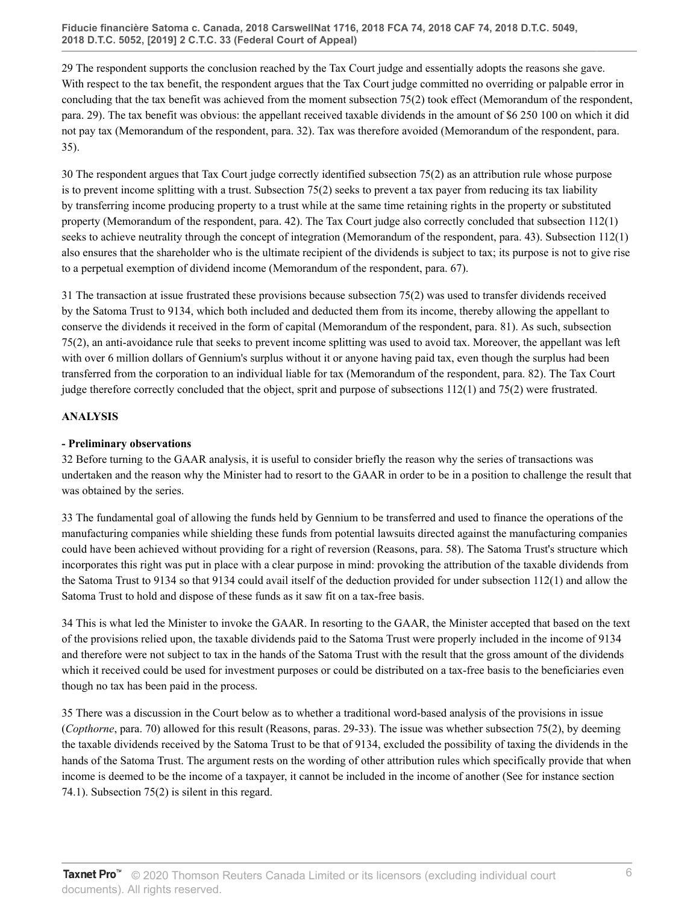29 The respondent supports the conclusion reached by the Tax Court judge and essentially adopts the reasons she gave. With respect to the tax benefit, the respondent argues that the Tax Court judge committed no overriding or palpable error in concluding that the tax benefit was achieved from the moment subsection 75(2) took effect (Memorandum of the respondent, para. 29). The tax benefit was obvious: the appellant received taxable dividends in the amount of $6 250 100 on which it did not pay tax (Memorandum of the respondent, para. 32). Tax was therefore avoided (Memorandum of the respondent, para. 35).

30 The respondent argues that Tax Court judge correctly identified subsection 75(2) as an attribution rule whose purpose is to prevent income splitting with a trust. Subsection 75(2) seeks to prevent a tax payer from reducing its tax liability by transferring income producing property to a trust while at the same time retaining rights in the property or substituted property (Memorandum of the respondent, para. 42). The Tax Court judge also correctly concluded that subsection 112(1) seeks to achieve neutrality through the concept of integration (Memorandum of the respondent, para. 43). Subsection 112(1) also ensures that the shareholder who is the ultimate recipient of the dividends is subject to tax; its purpose is not to give rise to a perpetual exemption of dividend income (Memorandum of the respondent, para. 67).

31 The transaction at issue frustrated these provisions because subsection 75(2) was used to transfer dividends received by the Satoma Trust to 9134, which both included and deducted them from its income, thereby allowing the appellant to conserve the dividends it received in the form of capital (Memorandum of the respondent, para. 81). As such, subsection 75(2), an anti-avoidance rule that seeks to prevent income splitting was used to avoid tax. Moreover, the appellant was left with over 6 million dollars of Gennium's surplus without it or anyone having paid tax, even though the surplus had been transferred from the corporation to an individual liable for tax (Memorandum of the respondent, para. 82). The Tax Court judge therefore correctly concluded that the object, sprit and purpose of subsections 112(1) and 75(2) were frustrated.

## ANALYSIS

### - Preliminary observations

32 Before turning to the GAAR analysis, it is useful to consider briefly the reason why the series of transactions was undertaken and the reason why the Minister had to resort to the GAAR in order to be in a position to challenge the result that was obtained by the series.

33 The fundamental goal of allowing the funds held by Gennium to be transferred and used to finance the operations of the manufacturing companies while shielding these funds from potential lawsuits directed against the manufacturing companies could have been achieved without providing for a right of reversion (Reasons, para. 58). The Satoma Trust's structure which incorporates this right was put in place with a clear purpose in mind: provoking the attribution of the taxable dividends from the Satoma Trust to 9134 so that 9134 could avail itself of the deduction provided for under subsection 112(1) and allow the Satoma Trust to hold and dispose of these funds as it saw fit on a tax-free basis.

34 This is what led the Minister to invoke the GAAR. In resorting to the GAAR, the Minister accepted that based on the text of the provisions relied upon, the taxable dividends paid to the Satoma Trust were properly included in the income of 9134 and therefore were not subject to tax in the hands of the Satoma Trust with the result that the gross amount of the dividends which it received could be used for investment purposes or could be distributed on a tax-free basis to the beneficiaries even though no tax has been paid in the process.

35 There was a discussion in the Court below as to whether a traditional word-based analysis of the provisions in issue (*Copthorne*, para. 70) allowed for this result (Reasons, paras. 29-33). The issue was whether subsection 75(2), by deeming the taxable dividends received by the Satoma Trust to be that of 9134, excluded the possibility of taxing the dividends in the hands of the Satoma Trust. The argument rests on the wording of other attribution rules which specifically provide that when income is deemed to be the income of a taxpayer, it cannot be included in the income of another (See for instance section 74.1). Subsection 75(2) is silent in this regard.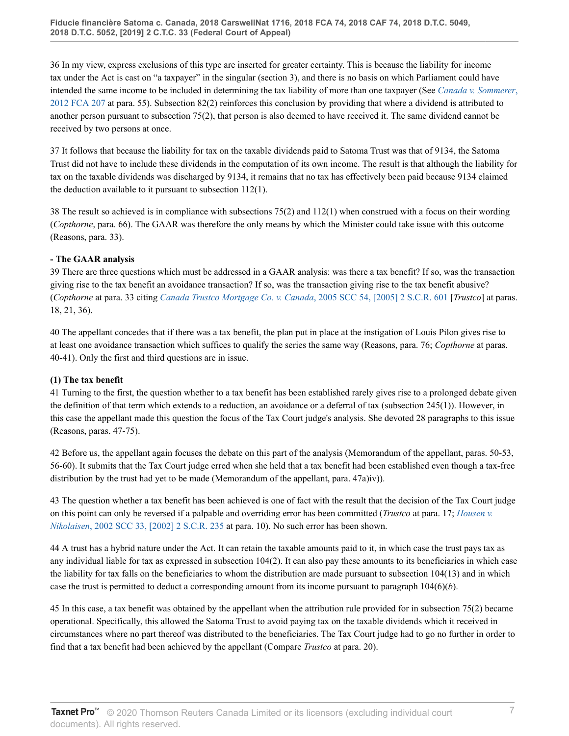36 In my view, express exclusions of this type are inserted for greater certainty. This is because the liability for income tax under the Act is cast on "a taxpayer" in the singular (section 3), and there is no basis on which Parliament could have intended the same income to be included in determining the tax liability of more than one taxpayer (See *Canada v. Sommerer*, 2012 FCA 207 at para. 55). Subsection 82(2) reinforces this conclusion by providing that where a dividend is attributed to another person pursuant to subsection 75(2), that person is also deemed to have received it. The same dividend cannot be received by two persons at once.

37 It follows that because the liability for tax on the taxable dividends paid to Satoma Trust was that of 9134, the Satoma Trust did not have to include these dividends in the computation of its own income. The result is that although the liability for tax on the taxable dividends was discharged by 9134, it remains that no tax has effectively been paid because 9134 claimed the deduction available to it pursuant to subsection 112(1).

38 The result so achieved is in compliance with subsections 75(2) and 112(1) when construed with a focus on their wording (*Copthorne*, para. 66). The GAAR was therefore the only means by which the Minister could take issue with this outcome (Reasons, para. 33).

**- The GAAR analysis**

39 There are three questions which must be addressed in a GAAR analysis: was there a tax benefit? If so, was the transaction giving rise to the tax benefit an avoidance transaction? If so, was the transaction giving rise to the tax benefit abusive? (*Copthorne* at para. 33 citing *Canada Trustco Mortgage Co. v. Canada*, 2005 SCC 54, [2005] 2 S.C.R. 601 [*Trustco*] at paras. 18, 21, 36).

40 The appellant concedes that if there was a tax benefit, the plan put in place at the instigation of Louis Pilon gives rise to at least one avoidance transaction which suffices to qualify the series the same way (Reasons, para. 76; *Copthorne* at paras. 40-41). Only the first and third questions are in issue.

**(1) The tax benefit**

41 Turning to the first, the question whether to a tax benefit has been established rarely gives rise to a prolonged debate given the definition of that term which extends to a reduction, an avoidance or a deferral of tax (subsection 245(1)). However, in this case the appellant made this question the focus of the Tax Court judge's analysis. She devoted 28 paragraphs to this issue (Reasons, paras. 47-75).

42 Before us, the appellant again focuses the debate on this part of the analysis (Memorandum of the appellant, paras. 50-53, 56-60). It submits that the Tax Court judge erred when she held that a tax benefit had been established even though a tax-free distribution by the trust had yet to be made (Memorandum of the appellant, para. 47a)iv)).

43 The question whether a tax benefit has been achieved is one of fact with the result that the decision of the Tax Court judge on this point can only be reversed if a palpable and overriding error has been committed (*Trustco* at para. 17; *Housen v. Nikolaisen*, 2002 SCC 33, [2002] 2 S.C.R. 235 at para. 10). No such error has been shown.

44 A trust has a hybrid nature under the Act. It can retain the taxable amounts paid to it, in which case the trust pays tax as any individual liable for tax as expressed in subsection 104(2). It can also pay these amounts to its beneficiaries in which case the liability for tax falls on the beneficiaries to whom the distribution are made pursuant to subsection 104(13) and in which case the trust is permitted to deduct a corresponding amount from its income pursuant to paragraph 104(6)(*b*).

45 In this case, a tax benefit was obtained by the appellant when the attribution rule provided for in subsection 75(2) became operational. Specifically, this allowed the Satoma Trust to avoid paying tax on the taxable dividends which it received in circumstances where no part thereof was distributed to the beneficiaries. The Tax Court judge had to go no further in order to find that a tax benefit had been achieved by the appellant (Compare *Trustco* at para. 20).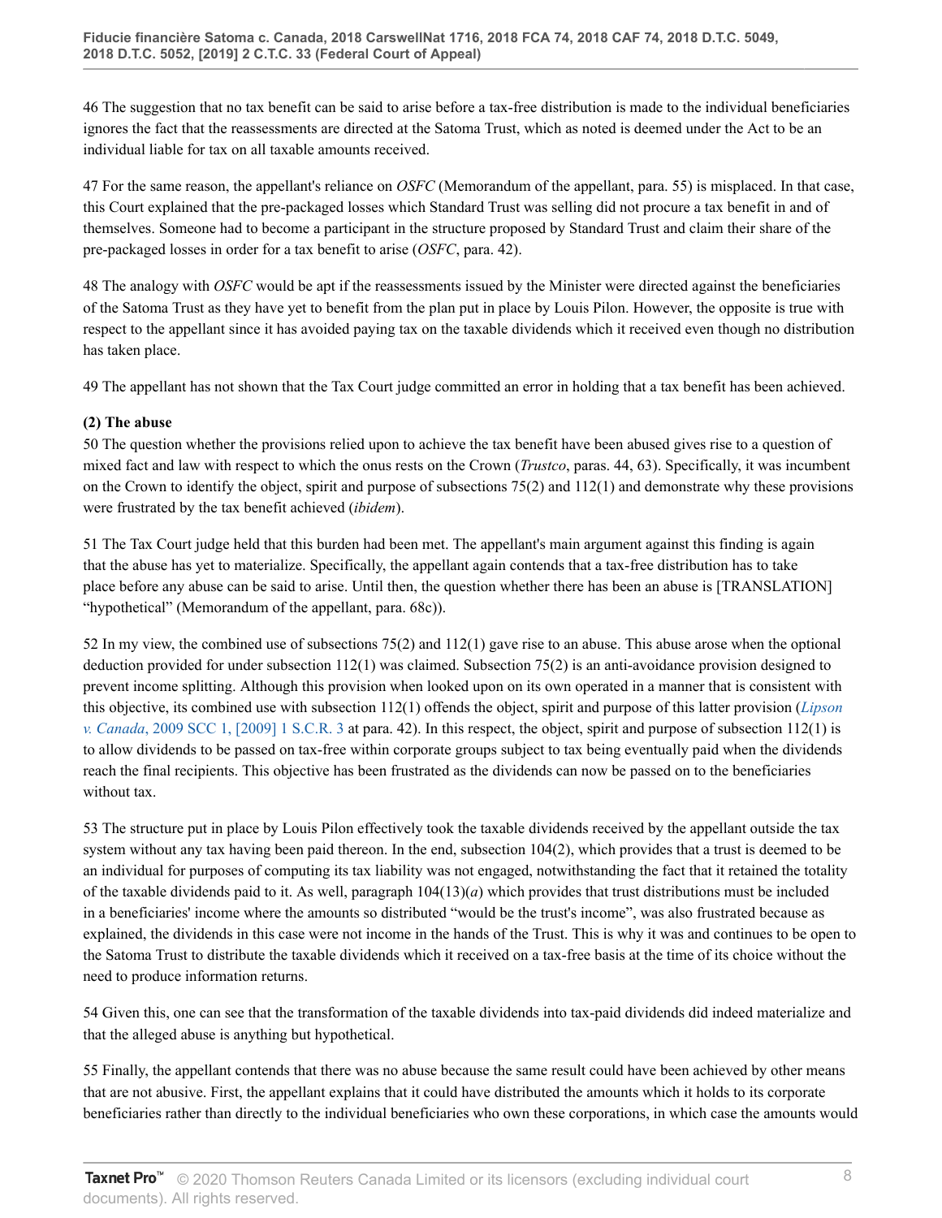46 The suggestion that no tax benefit can be said to arise before a tax-free distribution is made to the individual beneficiaries ignores the fact that the reassessments are directed at the Satoma Trust, which as noted is deemed under the Act to be an individual liable for tax on all taxable amounts received.

47 For the same reason, the appellant's reliance on *OSFC* (Memorandum of the appellant, para. 55) is misplaced. In that case, this Court explained that the pre-packaged losses which Standard Trust was selling did not procure a tax benefit in and of themselves. Someone had to become a participant in the structure proposed by Standard Trust and claim their share of the pre-packaged losses in order for a tax benefit to arise (*OSFC*, para. 42).

48 The analogy with *OSFC* would be apt if the reassessments issued by the Minister were directed against the beneficiaries of the Satoma Trust as they have yet to benefit from the plan put in place by Louis Pilon. However, the opposite is true with respect to the appellant since it has avoided paying tax on the taxable dividends which it received even though no distribution has taken place.

49 The appellant has not shown that the Tax Court judge committed an error in holding that a tax benefit has been achieved.

**(2) The abuse**

50 The question whether the provisions relied upon to achieve the tax benefit have been abused gives rise to a question of mixed fact and law with respect to which the onus rests on the Crown (*Trustco*, paras. 44, 63). Specifically, it was incumbent on the Crown to identify the object, spirit and purpose of subsections 75(2) and 112(1) and demonstrate why these provisions were frustrated by the tax benefit achieved (*ibidem*).

51 The Tax Court judge held that this burden had been met. The appellant's main argument against this finding is again that the abuse has yet to materialize. Specifically, the appellant again contends that a tax-free distribution has to take place before any abuse can be said to arise. Until then, the question whether there has been an abuse is [TRANSLATION] "hypothetical" (Memorandum of the appellant, para. 68c)).

52 In my view, the combined use of subsections 75(2) and 112(1) gave rise to an abuse. This abuse arose when the optional deduction provided for under subsection 112(1) was claimed. Subsection 75(2) is an anti-avoidance provision designed to prevent income splitting. Although this provision when looked upon on its own operated in a manner that is consistent with this objective, its combined use with subsection 112(1) offends the object, spirit and purpose of this latter provision (*Lipson v. Canada*, 2009 SCC 1, [2009] 1 S.C.R. 3 at para. 42). In this respect, the object, spirit and purpose of subsection 112(1) is to allow dividends to be passed on tax-free within corporate groups subject to tax being eventually paid when the dividends reach the final recipients. This objective has been frustrated as the dividends can now be passed on to the beneficiaries without tax.

53 The structure put in place by Louis Pilon effectively took the taxable dividends received by the appellant outside the tax system without any tax having been paid thereon. In the end, subsection 104(2), which provides that a trust is deemed to be an individual for purposes of computing its tax liability was not engaged, notwithstanding the fact that it retained the totality of the taxable dividends paid to it. As well, paragraph 104(13)(*a*) which provides that trust distributions must be included in a beneficiaries' income where the amounts so distributed "would be the trust's income", was also frustrated because as explained, the dividends in this case were not income in the hands of the Trust. This is why it was and continues to be open to the Satoma Trust to distribute the taxable dividends which it received on a tax-free basis at the time of its choice without the need to produce information returns.

54 Given this, one can see that the transformation of the taxable dividends into tax-paid dividends did indeed materialize and that the alleged abuse is anything but hypothetical.

55 Finally, the appellant contends that there was no abuse because the same result could have been achieved by other means that are not abusive. First, the appellant explains that it could have distributed the amounts which it holds to its corporate beneficiaries rather than directly to the individual beneficiaries who own these corporations, in which case the amounts would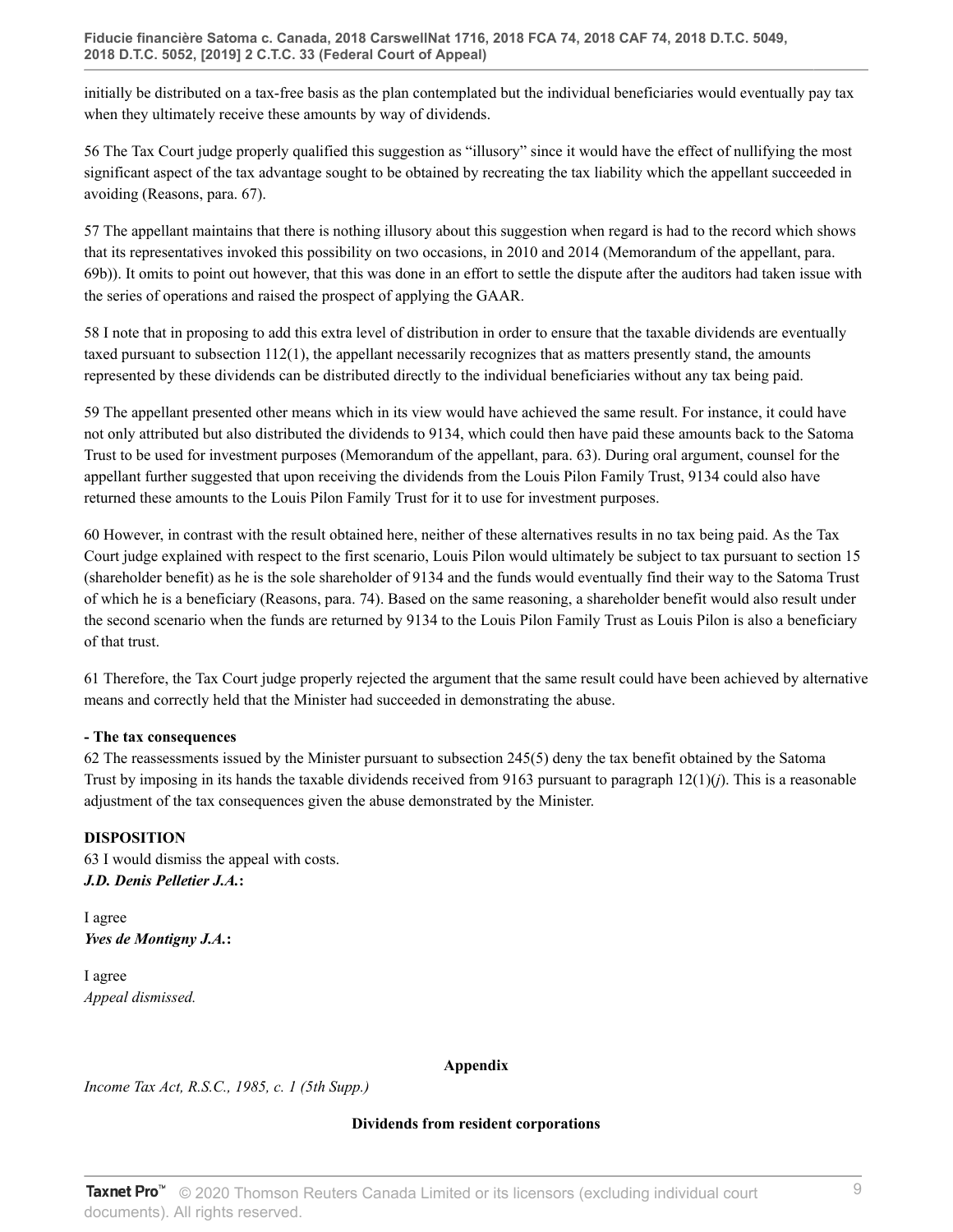initially be distributed on a tax-free basis as the plan contemplated but the individual beneficiaries would eventually pay tax when they ultimately receive these amounts by way of dividends.

56 The Tax Court judge properly qualified this suggestion as "illusory" since it would have the effect of nullifying the most significant aspect of the tax advantage sought to be obtained by recreating the tax liability which the appellant succeeded in avoiding (Reasons, para. 67).

57 The appellant maintains that there is nothing illusory about this suggestion when regard is had to the record which shows that its representatives invoked this possibility on two occasions, in 2010 and 2014 (Memorandum of the appellant, para. 69b)). It omits to point out however, that this was done in an effort to settle the dispute after the auditors had taken issue with the series of operations and raised the prospect of applying the GAAR.

58 I note that in proposing to add this extra level of distribution in order to ensure that the taxable dividends are eventually taxed pursuant to subsection 112(1), the appellant necessarily recognizes that as matters presently stand, the amounts represented by these dividends can be distributed directly to the individual beneficiaries without any tax being paid.

59 The appellant presented other means which in its view would have achieved the same result. For instance, it could have not only attributed but also distributed the dividends to 9134, which could then have paid these amounts back to the Satoma Trust to be used for investment purposes (Memorandum of the appellant, para. 63). During oral argument, counsel for the appellant further suggested that upon receiving the dividends from the Louis Pilon Family Trust, 9134 could also have returned these amounts to the Louis Pilon Family Trust for it to use for investment purposes.

60 However, in contrast with the result obtained here, neither of these alternatives results in no tax being paid. As the Tax Court judge explained with respect to the first scenario, Louis Pilon would ultimately be subject to tax pursuant to section 15 (shareholder benefit) as he is the sole shareholder of 9134 and the funds would eventually find their way to the Satoma Trust of which he is a beneficiary (Reasons, para. 74). Based on the same reasoning, a shareholder benefit would also result under the second scenario when the funds are returned by 9134 to the Louis Pilon Family Trust as Louis Pilon is also a beneficiary of that trust.

61 Therefore, the Tax Court judge properly rejected the argument that the same result could have been achieved by alternative means and correctly held that the Minister had succeeded in demonstrating the abuse.

**- The tax consequences**

62 The reassessments issued by the Minister pursuant to subsection 245(5) deny the tax benefit obtained by the Satoma Trust by imposing in its hands the taxable dividends received from 9163 pursuant to paragraph 12(1)(*j*). This is a reasonable adjustment of the tax consequences given the abuse demonstrated by the Minister.

**DISPOSITION**

63 I would dismiss the appeal with costs.

***J.D. Denis Pelletier J.A.*:**

I agree

***Yves de Montigny J.A.*:**

I agree

*Appeal dismissed.*

**Appendix**

*Income Tax Act, R.S.C., 1985, c. 1 (5th Supp.)*

**Dividends from resident corporations**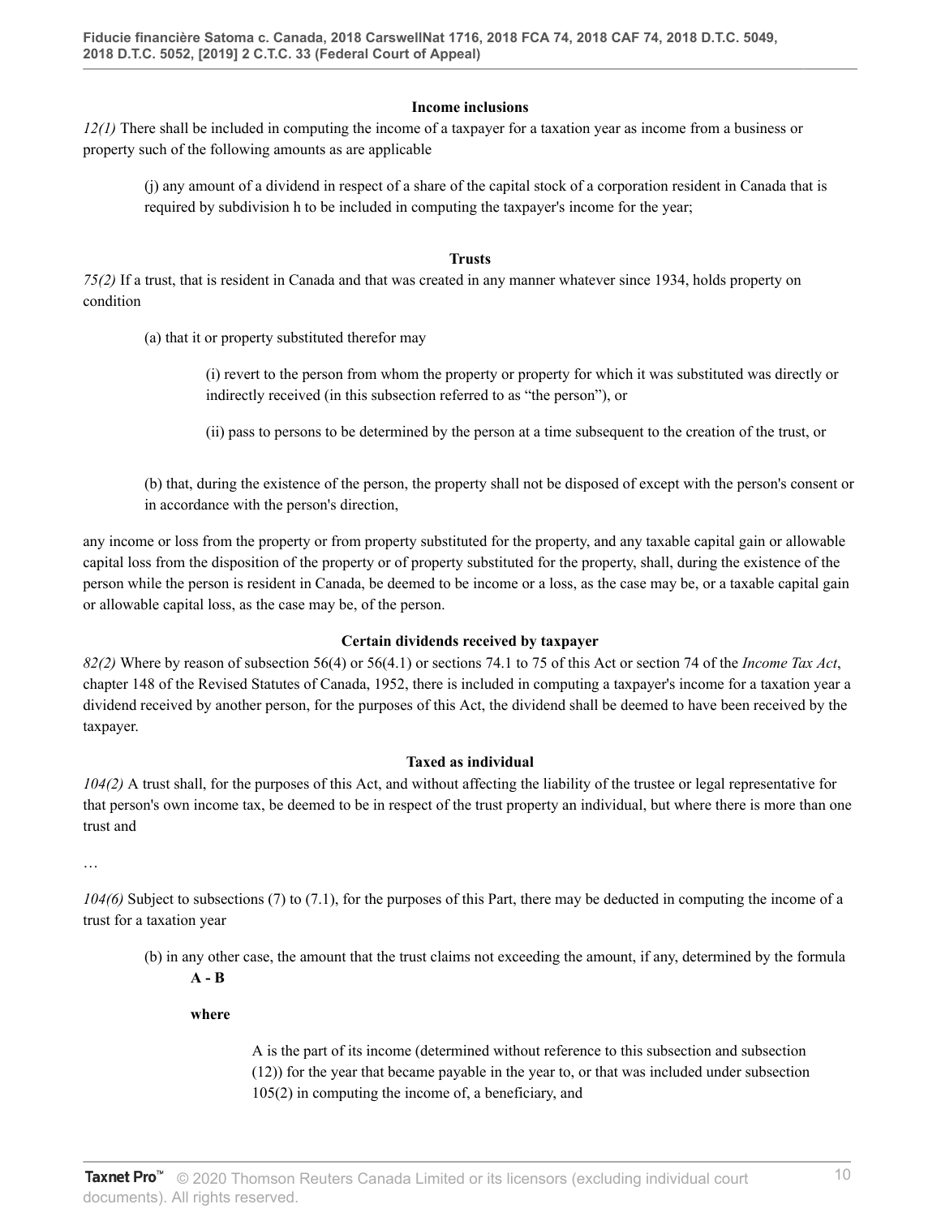**Income inclusions**

*12(1)* There shall be included in computing the income of a taxpayer for a taxation year as income from a business or property such of the following amounts as are applicable

> (j) any amount of a dividend in respect of a share of the capital stock of a corporation resident in Canada that is required by subdivision h to be included in computing the taxpayer's income for the year;

**Trusts**

*75(2)* If a trust, that is resident in Canada and that was created in any manner whatever since 1934, holds property on condition

> (a) that it or property substituted therefor may
>
> > (i) revert to the person from whom the property or property for which it was substituted was directly or indirectly received (in this subsection referred to as "the person"), or
> >
> > (ii) pass to persons to be determined by the person at a time subsequent to the creation of the trust, or
>
> (b) that, during the existence of the person, the property shall not be disposed of except with the person's consent or in accordance with the person's direction,

any income or loss from the property or from property substituted for the property, and any taxable capital gain or allowable capital loss from the disposition of the property or of property substituted for the property, shall, during the existence of the person while the person is resident in Canada, be deemed to be income or a loss, as the case may be, or a taxable capital gain or allowable capital loss, as the case may be, of the person.

**Certain dividends received by taxpayer**

*82(2)* Where by reason of subsection 56(4) or 56(4.1) or sections 74.1 to 75 of this Act or section 74 of the *Income Tax Act*, chapter 148 of the Revised Statutes of Canada, 1952, there is included in computing a taxpayer's income for a taxation year a dividend received by another person, for the purposes of this Act, the dividend shall be deemed to have been received by the taxpayer.

**Taxed as individual**

*104(2)* A trust shall, for the purposes of this Act, and without affecting the liability of the trustee or legal representative for that person's own income tax, be deemed to be in respect of the trust property an individual, but where there is more than one trust and

…

*104(6)* Subject to subsections (7) to (7.1), for the purposes of this Part, there may be deducted in computing the income of a trust for a taxation year

> (b) in any other case, the amount that the trust claims not exceeding the amount, if any, determined by the formula
>
> **A - B**
>
> **where**
>
> > A is the part of its income (determined without reference to this subsection and subsection (12)) for the year that became payable in the year to, or that was included under subsection 105(2) in computing the income of, a beneficiary, and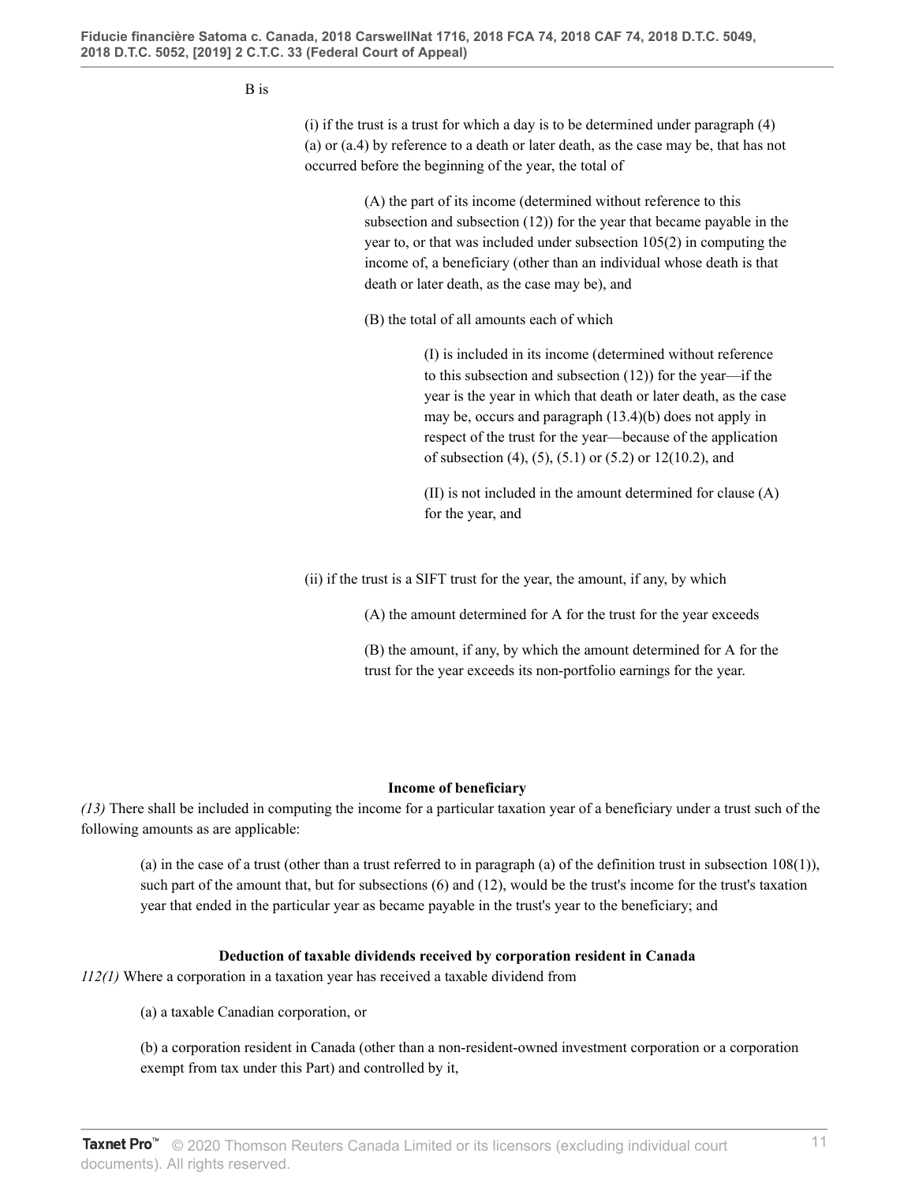B is

(i) if the trust is a trust for which a day is to be determined under paragraph (4)(a) or (a.4) by reference to a death or later death, as the case may be, that has not occurred before the beginning of the year, the total of

(A) the part of its income (determined without reference to this subsection and subsection (12)) for the year that became payable in the year to, or that was included under subsection 105(2) in computing the income of, a beneficiary (other than an individual whose death is that death or later death, as the case may be), and

(B) the total of all amounts each of which

(I) is included in its income (determined without reference to this subsection and subsection (12)) for the year—if the year is the year in which that death or later death, as the case may be, occurs and paragraph (13.4)(b) does not apply in respect of the trust for the year—because of the application of subsection (4), (5), (5.1) or (5.2) or 12(10.2), and

(II) is not included in the amount determined for clause (A) for the year, and

(ii) if the trust is a SIFT trust for the year, the amount, if any, by which

(A) the amount determined for A for the trust for the year exceeds

(B) the amount, if any, by which the amount determined for A for the trust for the year exceeds its non-portfolio earnings for the year.

**Income of beneficiary**

*(13)* There shall be included in computing the income for a particular taxation year of a beneficiary under a trust such of the following amounts as are applicable:

(a) in the case of a trust (other than a trust referred to in paragraph (a) of the definition trust in subsection 108(1)), such part of the amount that, but for subsections (6) and (12), would be the trust's income for the trust's taxation year that ended in the particular year as became payable in the trust's year to the beneficiary; and

**Deduction of taxable dividends received by corporation resident in Canada**

*112(1)* Where a corporation in a taxation year has received a taxable dividend from

(a) a taxable Canadian corporation, or

(b) a corporation resident in Canada (other than a non-resident-owned investment corporation or a corporation exempt from tax under this Part) and controlled by it,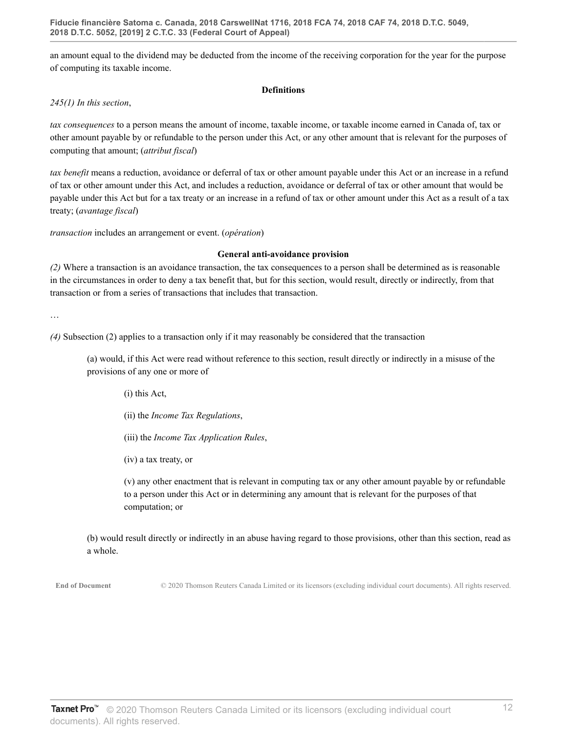an amount equal to the dividend may be deducted from the income of the receiving corporation for the year for the purpose of computing its taxable income.

**Definitions**

*245(1) In this section*,

*tax consequences* to a person means the amount of income, taxable income, or taxable income earned in Canada of, tax or other amount payable by or refundable to the person under this Act, or any other amount that is relevant for the purposes of computing that amount; (*attribut fiscal*)

*tax benefit* means a reduction, avoidance or deferral of tax or other amount payable under this Act or an increase in a refund of tax or other amount under this Act, and includes a reduction, avoidance or deferral of tax or other amount that would be payable under this Act but for a tax treaty or an increase in a refund of tax or other amount under this Act as a result of a tax treaty; (*avantage fiscal*)

*transaction* includes an arrangement or event. (*opération*)

**General anti-avoidance provision**

*(2)* Where a transaction is an avoidance transaction, the tax consequences to a person shall be determined as is reasonable in the circumstances in order to deny a tax benefit that, but for this section, would result, directly or indirectly, from that transaction or from a series of transactions that includes that transaction.

…

*(4)* Subsection (2) applies to a transaction only if it may reasonably be considered that the transaction

> (a) would, if this Act were read without reference to this section, result directly or indirectly in a misuse of the provisions of any one or more of
>
> > (i) this Act,
> >
> > (ii) the *Income Tax Regulations*,
> >
> > (iii) the *Income Tax Application Rules*,
> >
> > (iv) a tax treaty, or
> >
> > (v) any other enactment that is relevant in computing tax or any other amount payable by or refundable to a person under this Act or in determining any amount that is relevant for the purposes of that computation; or
>
> (b) would result directly or indirectly in an abuse having regard to those provisions, other than this section, read as a whole.